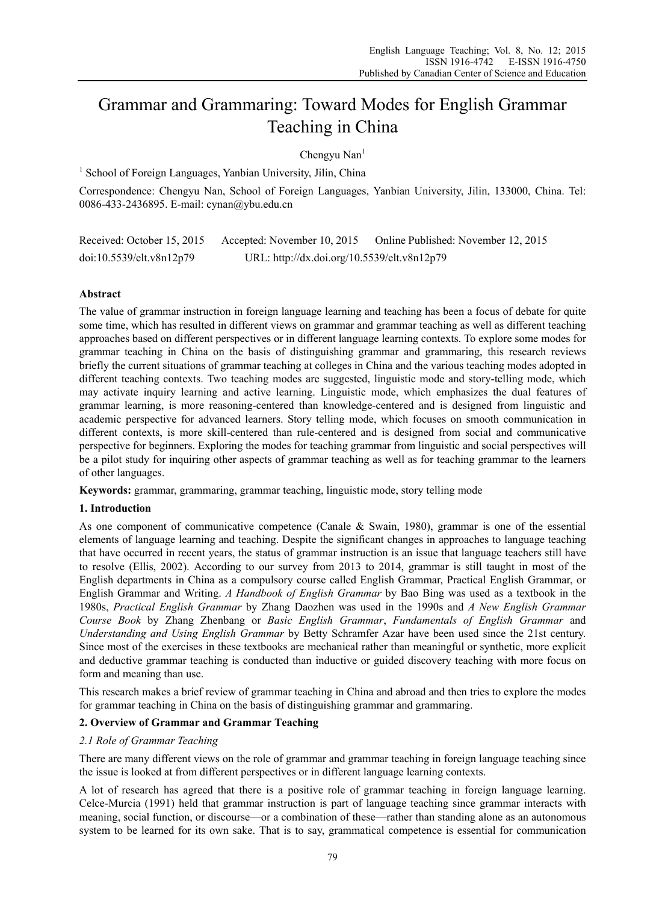# Grammar and Grammaring: Toward Modes for English Grammar Teaching in China

Chengyu Nan[1]

[1] School of Foreign Languages, Yanbian University, Jilin, China

Correspondence: Chengyu Nan, School of Foreign Languages, Yanbian University, Jilin, 133000, China. Tel: 0086-433-2436895. E-mail: cynan@ybu.edu.cn

Received: October 15, 2015 Accepted: November 10, 2015 Online Published: November 12, 2015

doi:10.5539/elt.v8n12p79 URL: http://dx.doi.org/10.5539/elt.v8n12p79

## Abstract

The value of grammar instruction in foreign language learning and teaching has been a focus of debate for quite some time, which has resulted in different views on grammar and grammar teaching as well as different teaching approaches based on different perspectives or in different language learning contexts. To explore some modes for grammar teaching in China on the basis of distinguishing grammar and grammaring, this research reviews briefly the current situations of grammar teaching at colleges in China and the various teaching modes adopted in different teaching contexts. Two teaching modes are suggested, linguistic mode and story-telling mode, which may activate inquiry learning and active learning. Linguistic mode, which emphasizes the dual features of grammar learning, is more reasoning-centered than knowledge-centered and is designed from linguistic and academic perspective for advanced learners. Story telling mode, which focuses on smooth communication in different contexts, is more skill-centered than rule-centered and is designed from social and communicative perspective for beginners. Exploring the modes for teaching grammar from linguistic and social perspectives will be a pilot study for inquiring other aspects of grammar teaching as well as for teaching grammar to the learners of other languages.

**Keywords:** grammar, grammaring, grammar teaching, linguistic mode, story telling mode

## 1. Introduction

As one component of communicative competence (Canale & Swain, 1980), grammar is one of the essential elements of language learning and teaching. Despite the significant changes in approaches to language teaching that have occurred in recent years, the status of grammar instruction is an issue that language teachers still have to resolve (Ellis, 2002). According to our survey from 2013 to 2014, grammar is still taught in most of the English departments in China as a compulsory course called English Grammar, Practical English Grammar, or English Grammar and Writing. *A Handbook of English Grammar* by Bao Bing was used as a textbook in the 1980s, *Practical English Grammar* by Zhang Daozhen was used in the 1990s and *A New English Grammar Course Book* by Zhang Zhenbang or *Basic English Grammar*, *Fundamentals of English Grammar* and *Understanding and Using English Grammar* by Betty Schramfer Azar have been used since the 21st century. Since most of the exercises in these textbooks are mechanical rather than meaningful or synthetic, more explicit and deductive grammar teaching is conducted than inductive or guided discovery teaching with more focus on form and meaning than use.

This research makes a brief review of grammar teaching in China and abroad and then tries to explore the modes for grammar teaching in China on the basis of distinguishing grammar and grammaring.

## 2. Overview of Grammar and Grammar Teaching

### *2.1 Role of Grammar Teaching*

There are many different views on the role of grammar and grammar teaching in foreign language teaching since the issue is looked at from different perspectives or in different language learning contexts.

A lot of research has agreed that there is a positive role of grammar teaching in foreign language learning. Celce-Murcia (1991) held that grammar instruction is part of language teaching since grammar interacts with meaning, social function, or discourse—or a combination of these—rather than standing alone as an autonomous system to be learned for its own sake. That is to say, grammatical competence is essential for communication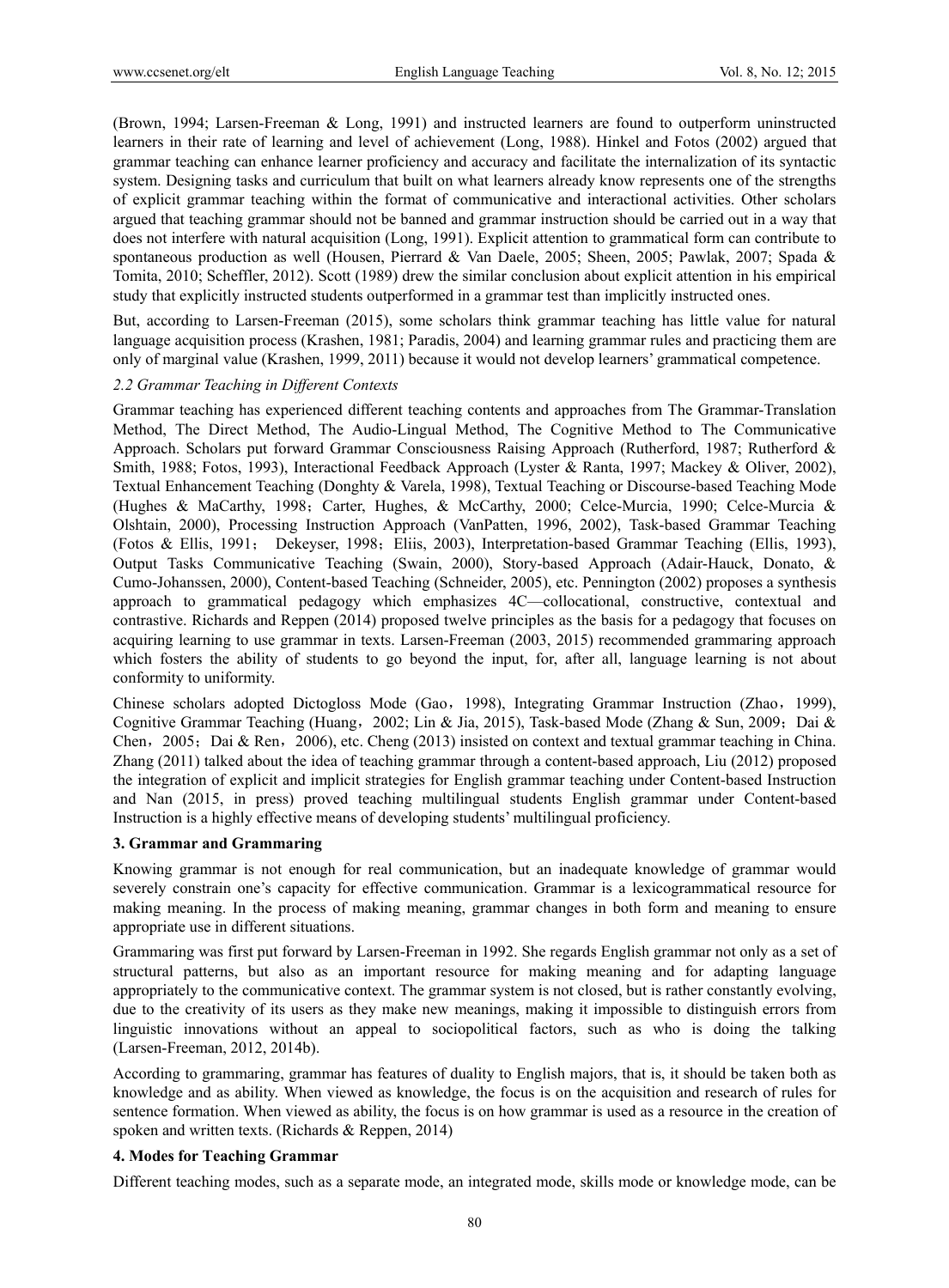(Brown, 1994; Larsen-Freeman & Long, 1991) and instructed learners are found to outperform uninstructed learners in their rate of learning and level of achievement (Long, 1988). Hinkel and Fotos (2002) argued that grammar teaching can enhance learner proficiency and accuracy and facilitate the internalization of its syntactic system. Designing tasks and curriculum that built on what learners already know represents one of the strengths of explicit grammar teaching within the format of communicative and interactional activities. Other scholars argued that teaching grammar should not be banned and grammar instruction should be carried out in a way that does not interfere with natural acquisition (Long, 1991). Explicit attention to grammatical form can contribute to spontaneous production as well (Housen, Pierrard & Van Daele, 2005; Sheen, 2005; Pawlak, 2007; Spada & Tomita, 2010; Scheffler, 2012). Scott (1989) drew the similar conclusion about explicit attention in his empirical study that explicitly instructed students outperformed in a grammar test than implicitly instructed ones.

But, according to Larsen-Freeman (2015), some scholars think grammar teaching has little value for natural language acquisition process (Krashen, 1981; Paradis, 2004) and learning grammar rules and practicing them are only of marginal value (Krashen, 1999, 2011) because it would not develop learners' grammatical competence.

### *2.2 Grammar Teaching in Different Contexts*

Grammar teaching has experienced different teaching contents and approaches from The Grammar-Translation Method, The Direct Method, The Audio-Lingual Method, The Cognitive Method to The Communicative Approach. Scholars put forward Grammar Consciousness Raising Approach (Rutherford, 1987; Rutherford & Smith, 1988; Fotos, 1993), Interactional Feedback Approach (Lyster & Ranta, 1997; Mackey & Oliver, 2002), Textual Enhancement Teaching (Donghty & Varela, 1998), Textual Teaching or Discourse-based Teaching Mode (Hughes & MaCarthy, 1998；Carter, Hughes, & McCarthy, 2000; Celce-Murcia, 1990; Celce-Murcia & Olshtain, 2000), Processing Instruction Approach (VanPatten, 1996, 2002), Task-based Grammar Teaching (Fotos & Ellis, 1991； Dekeyser, 1998；Eliis, 2003), Interpretation-based Grammar Teaching (Ellis, 1993), Output Tasks Communicative Teaching (Swain, 2000), Story-based Approach (Adair-Hauck, Donato, & Cumo-Johanssen, 2000), Content-based Teaching (Schneider, 2005), etc. Pennington (2002) proposes a synthesis approach to grammatical pedagogy which emphasizes 4C—collocational, constructive, contextual and contrastive. Richards and Reppen (2014) proposed twelve principles as the basis for a pedagogy that focuses on acquiring learning to use grammar in texts. Larsen-Freeman (2003, 2015) recommended grammaring approach which fosters the ability of students to go beyond the input, for, after all, language learning is not about conformity to uniformity.

Chinese scholars adopted Dictogloss Mode (Gao，1998), Integrating Grammar Instruction (Zhao，1999), Cognitive Grammar Teaching (Huang，2002; Lin & Jia, 2015), Task-based Mode (Zhang & Sun, 2009；Dai & Chen，2005；Dai & Ren，2006), etc. Cheng (2013) insisted on context and textual grammar teaching in China. Zhang (2011) talked about the idea of teaching grammar through a content-based approach, Liu (2012) proposed the integration of explicit and implicit strategies for English grammar teaching under Content-based Instruction and Nan (2015, in press) proved teaching multilingual students English grammar under Content-based Instruction is a highly effective means of developing students' multilingual proficiency.

## 3. Grammar and Grammaring

Knowing grammar is not enough for real communication, but an inadequate knowledge of grammar would severely constrain one's capacity for effective communication. Grammar is a lexicogrammatical resource for making meaning. In the process of making meaning, grammar changes in both form and meaning to ensure appropriate use in different situations.

Grammaring was first put forward by Larsen-Freeman in 1992. She regards English grammar not only as a set of structural patterns, but also as an important resource for making meaning and for adapting language appropriately to the communicative context. The grammar system is not closed, but is rather constantly evolving, due to the creativity of its users as they make new meanings, making it impossible to distinguish errors from linguistic innovations without an appeal to sociopolitical factors, such as who is doing the talking (Larsen-Freeman, 2012, 2014b).

According to grammaring, grammar has features of duality to English majors, that is, it should be taken both as knowledge and as ability. When viewed as knowledge, the focus is on the acquisition and research of rules for sentence formation. When viewed as ability, the focus is on how grammar is used as a resource in the creation of spoken and written texts. (Richards & Reppen, 2014)

## 4. Modes for Teaching Grammar

Different teaching modes, such as a separate mode, an integrated mode, skills mode or knowledge mode, can be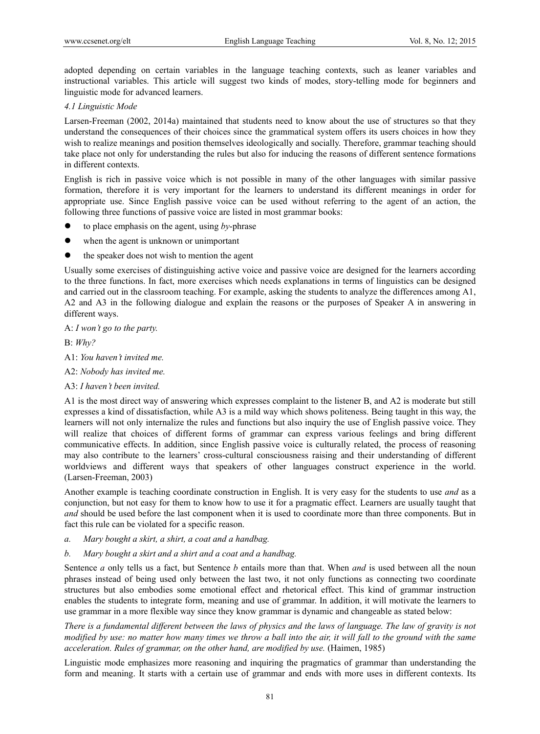adopted depending on certain variables in the language teaching contexts, such as leaner variables and instructional variables. This article will suggest two kinds of modes, story-telling mode for beginners and linguistic mode for advanced learners.

### *4.1 Linguistic Mode*

Larsen-Freeman (2002, 2014a) maintained that students need to know about the use of structures so that they understand the consequences of their choices since the grammatical system offers its users choices in how they wish to realize meanings and position themselves ideologically and socially. Therefore, grammar teaching should take place not only for understanding the rules but also for inducing the reasons of different sentence formations in different contexts.

English is rich in passive voice which is not possible in many of the other languages with similar passive formation, therefore it is very important for the learners to understand its different meanings in order for appropriate use. Since English passive voice can be used without referring to the agent of an action, the following three functions of passive voice are listed in most grammar books:

- to place emphasis on the agent, using *by*-phrase
- when the agent is unknown or unimportant
- the speaker does not wish to mention the agent

Usually some exercises of distinguishing active voice and passive voice are designed for the learners according to the three functions. In fact, more exercises which needs explanations in terms of linguistics can be designed and carried out in the classroom teaching. For example, asking the students to analyze the differences among A1, A2 and A3 in the following dialogue and explain the reasons or the purposes of Speaker A in answering in different ways.

A: *I won't go to the party.*

B: *Why?*

A1: *You haven't invited me.*

A2: *Nobody has invited me.*

A3: *I haven't been invited.*

A1 is the most direct way of answering which expresses complaint to the listener B, and A2 is moderate but still expresses a kind of dissatisfaction, while A3 is a mild way which shows politeness. Being taught in this way, the learners will not only internalize the rules and functions but also inquiry the use of English passive voice. They will realize that choices of different forms of grammar can express various feelings and bring different communicative effects. In addition, since English passive voice is culturally related, the process of reasoning may also contribute to the learners' cross-cultural consciousness raising and their understanding of different worldviews and different ways that speakers of other languages construct experience in the world. (Larsen-Freeman, 2003)

Another example is teaching coordinate construction in English. It is very easy for the students to use *and* as a conjunction, but not easy for them to know how to use it for a pragmatic effect. Learners are usually taught that *and* should be used before the last component when it is used to coordinate more than three components. But in fact this rule can be violated for a specific reason.

*a. Mary bought a skirt, a shirt, a coat and a handbag.*

*b. Mary bought a skirt and a shirt and a coat and a handbag.*

Sentence *a* only tells us a fact, but Sentence *b* entails more than that. When *and* is used between all the noun phrases instead of being used only between the last two, it not only functions as connecting two coordinate structures but also embodies some emotional effect and rhetorical effect. This kind of grammar instruction enables the students to integrate form, meaning and use of grammar. In addition, it will motivate the learners to use grammar in a more flexible way since they know grammar is dynamic and changeable as stated below:

*There is a fundamental different between the laws of physics and the laws of language. The law of gravity is not modified by use: no matter how many times we throw a ball into the air, it will fall to the ground with the same acceleration. Rules of grammar, on the other hand, are modified by use.* (Haimen, 1985)

Linguistic mode emphasizes more reasoning and inquiring the pragmatics of grammar than understanding the form and meaning. It starts with a certain use of grammar and ends with more uses in different contexts. Its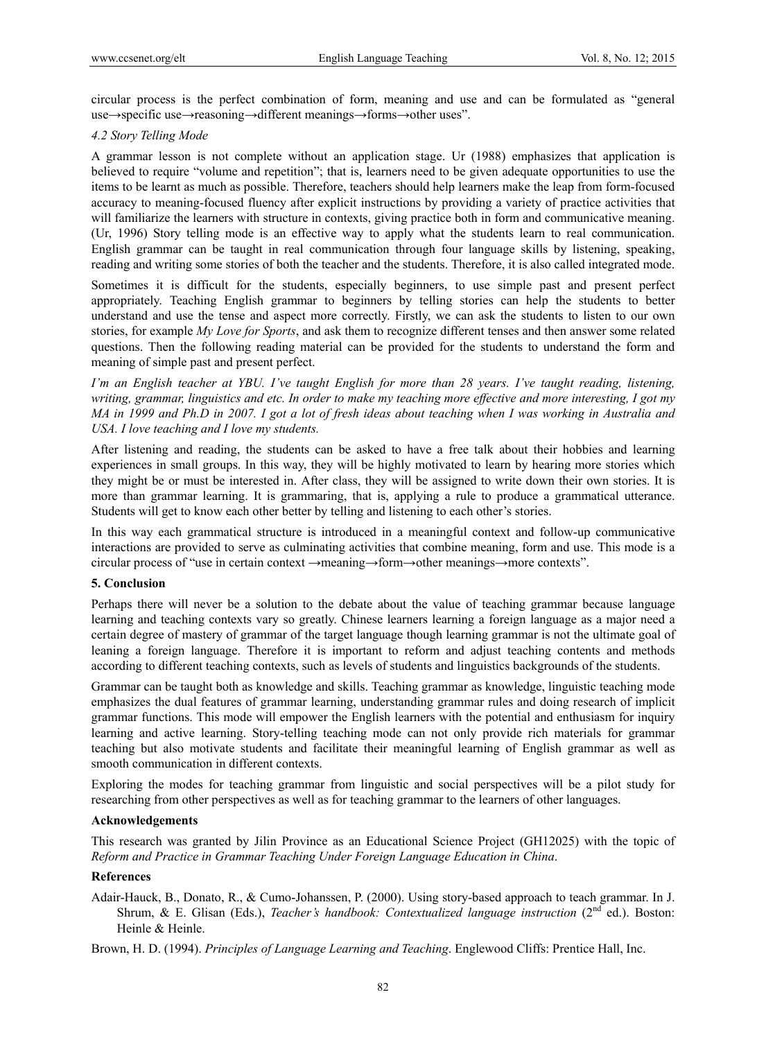circular process is the perfect combination of form, meaning and use and can be formulated as "general use→specific use→reasoning→different meanings→forms→other uses".

### *4.2 Story Telling Mode*

A grammar lesson is not complete without an application stage. Ur (1988) emphasizes that application is believed to require "volume and repetition"; that is, learners need to be given adequate opportunities to use the items to be learnt as much as possible. Therefore, teachers should help learners make the leap from form-focused accuracy to meaning-focused fluency after explicit instructions by providing a variety of practice activities that will familiarize the learners with structure in contexts, giving practice both in form and communicative meaning. (Ur, 1996) Story telling mode is an effective way to apply what the students learn to real communication. English grammar can be taught in real communication through four language skills by listening, speaking, reading and writing some stories of both the teacher and the students. Therefore, it is also called integrated mode.

Sometimes it is difficult for the students, especially beginners, to use simple past and present perfect appropriately. Teaching English grammar to beginners by telling stories can help the students to better understand and use the tense and aspect more correctly. Firstly, we can ask the students to listen to our own stories, for example *My Love for Sports*, and ask them to recognize different tenses and then answer some related questions. Then the following reading material can be provided for the students to understand the form and meaning of simple past and present perfect.

*I'm an English teacher at YBU. I've taught English for more than 28 years. I've taught reading, listening, writing, grammar, linguistics and etc. In order to make my teaching more effective and more interesting, I got my MA in 1999 and Ph.D in 2007. I got a lot of fresh ideas about teaching when I was working in Australia and USA. I love teaching and I love my students.*

After listening and reading, the students can be asked to have a free talk about their hobbies and learning experiences in small groups. In this way, they will be highly motivated to learn by hearing more stories which they might be or must be interested in. After class, they will be assigned to write down their own stories. It is more than grammar learning. It is grammaring, that is, applying a rule to produce a grammatical utterance. Students will get to know each other better by telling and listening to each other's stories.

In this way each grammatical structure is introduced in a meaningful context and follow-up communicative interactions are provided to serve as culminating activities that combine meaning, form and use. This mode is a circular process of "use in certain context →meaning→form→other meanings→more contexts".

## 5. Conclusion

Perhaps there will never be a solution to the debate about the value of teaching grammar because language learning and teaching contexts vary so greatly. Chinese learners learning a foreign language as a major need a certain degree of mastery of grammar of the target language though learning grammar is not the ultimate goal of leaning a foreign language. Therefore it is important to reform and adjust teaching contents and methods according to different teaching contexts, such as levels of students and linguistics backgrounds of the students.

Grammar can be taught both as knowledge and skills. Teaching grammar as knowledge, linguistic teaching mode emphasizes the dual features of grammar learning, understanding grammar rules and doing research of implicit grammar functions. This mode will empower the English learners with the potential and enthusiasm for inquiry learning and active learning. Story-telling teaching mode can not only provide rich materials for grammar teaching but also motivate students and facilitate their meaningful learning of English grammar as well as smooth communication in different contexts.

Exploring the modes for teaching grammar from linguistic and social perspectives will be a pilot study for researching from other perspectives as well as for teaching grammar to the learners of other languages.

## Acknowledgements

This research was granted by Jilin Province as an Educational Science Project (GH12025) with the topic of *Reform and Practice in Grammar Teaching Under Foreign Language Education in China*.

## References

Adair-Hauck, B., Donato, R., & Cumo-Johanssen, P. (2000). Using story-based approach to teach grammar. In J. Shrum, & E. Glisan (Eds.), *Teacher's handbook: Contextualized language instruction* (2nd ed.). Boston: Heinle & Heinle.

Brown, H. D. (1994). *Principles of Language Learning and Teaching*. Englewood Cliffs: Prentice Hall, Inc.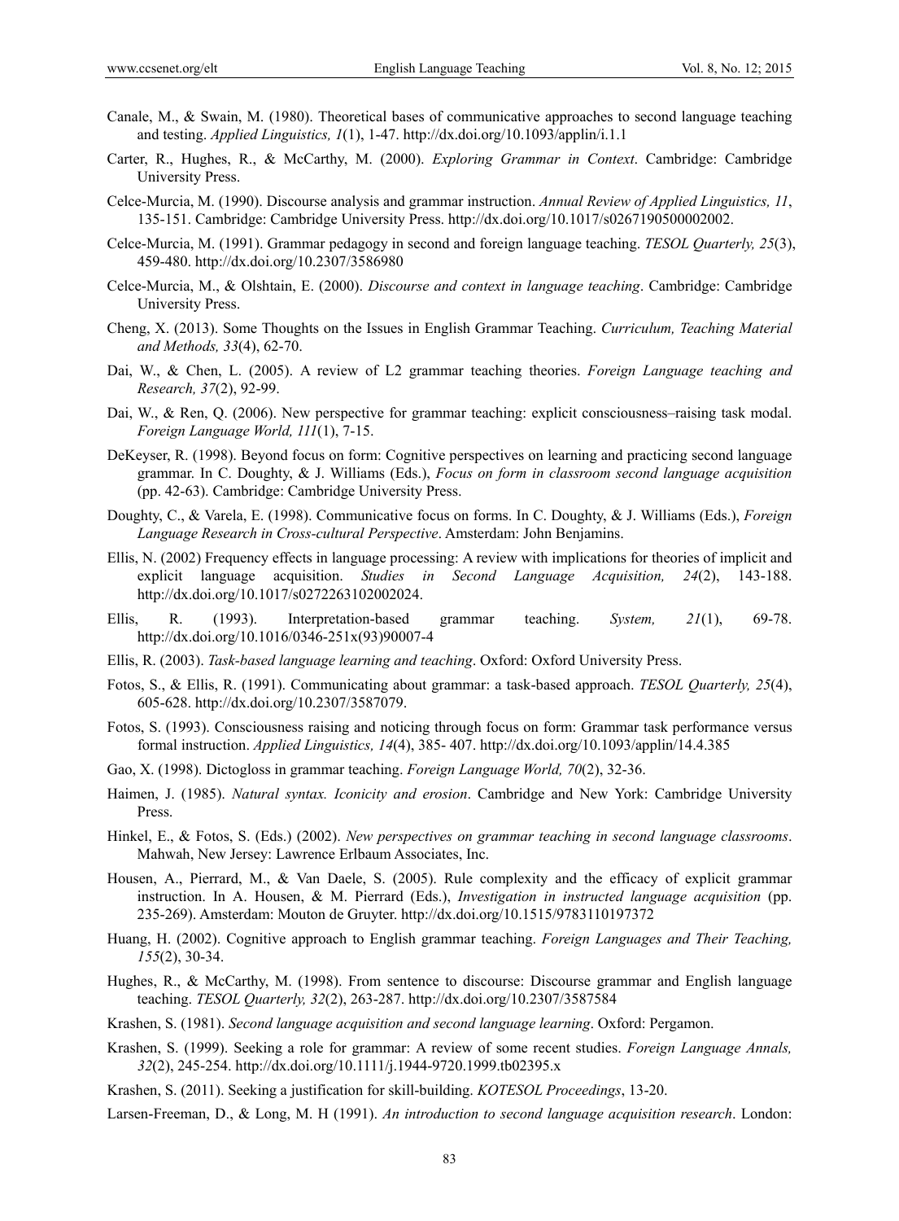Canale, M., & Swain, M. (1980). Theoretical bases of communicative approaches to second language teaching and testing. *Applied Linguistics, 1*(1), 1-47. http://dx.doi.org/10.1093/applin/i.1.1

Carter, R., Hughes, R., & McCarthy, M. (2000). *Exploring Grammar in Context*. Cambridge: Cambridge University Press.

Celce-Murcia, M. (1990). Discourse analysis and grammar instruction. *Annual Review of Applied Linguistics, 11*, 135-151. Cambridge: Cambridge University Press. http://dx.doi.org/10.1017/s0267190500002002.

Celce-Murcia, M. (1991). Grammar pedagogy in second and foreign language teaching. *TESOL Quarterly, 25*(3), 459-480. http://dx.doi.org/10.2307/3586980

Celce-Murcia, M., & Olshtain, E. (2000). *Discourse and context in language teaching*. Cambridge: Cambridge University Press.

Cheng, X. (2013). Some Thoughts on the Issues in English Grammar Teaching. *Curriculum, Teaching Material and Methods, 33*(4), 62-70.

Dai, W., & Chen, L. (2005). A review of L2 grammar teaching theories. *Foreign Language teaching and Research, 37*(2), 92-99.

Dai, W., & Ren, Q. (2006). New perspective for grammar teaching: explicit consciousness–raising task modal. *Foreign Language World, 111*(1), 7-15.

DeKeyser, R. (1998). Beyond focus on form: Cognitive perspectives on learning and practicing second language grammar. In C. Doughty, & J. Williams (Eds.), *Focus on form in classroom second language acquisition* (pp. 42-63). Cambridge: Cambridge University Press.

Doughty, C., & Varela, E. (1998). Communicative focus on forms. In C. Doughty, & J. Williams (Eds.), *Foreign Language Research in Cross-cultural Perspective*. Amsterdam: John Benjamins.

Ellis, N. (2002) Frequency effects in language processing: A review with implications for theories of implicit and explicit language acquisition. *Studies in Second Language Acquisition, 24*(2), 143-188. http://dx.doi.org/10.1017/s0272263102002024.

Ellis, R. (1993). Interpretation-based grammar teaching. *System, 21*(1), 69-78. http://dx.doi.org/10.1016/0346-251x(93)90007-4

Ellis, R. (2003). *Task-based language learning and teaching*. Oxford: Oxford University Press.

Fotos, S., & Ellis, R. (1991). Communicating about grammar: a task-based approach. *TESOL Quarterly, 25*(4), 605-628. http://dx.doi.org/10.2307/3587079.

Fotos, S. (1993). Consciousness raising and noticing through focus on form: Grammar task performance versus formal instruction. *Applied Linguistics, 14*(4), 385- 407. http://dx.doi.org/10.1093/applin/14.4.385

Gao, X. (1998). Dictogloss in grammar teaching. *Foreign Language World, 70*(2), 32-36.

Haimen, J. (1985). *Natural syntax. Iconicity and erosion*. Cambridge and New York: Cambridge University Press.

Hinkel, E., & Fotos, S. (Eds.) (2002). *New perspectives on grammar teaching in second language classrooms*. Mahwah, New Jersey: Lawrence Erlbaum Associates, Inc.

Housen, A., Pierrard, M., & Van Daele, S. (2005). Rule complexity and the efficacy of explicit grammar instruction. In A. Housen, & M. Pierrard (Eds.), *Investigation in instructed language acquisition* (pp. 235-269). Amsterdam: Mouton de Gruyter. http://dx.doi.org/10.1515/9783110197372

Huang, H. (2002). Cognitive approach to English grammar teaching. *Foreign Languages and Their Teaching, 155*(2), 30-34.

Hughes, R., & McCarthy, M. (1998). From sentence to discourse: Discourse grammar and English language teaching. *TESOL Quarterly, 32*(2), 263-287. http://dx.doi.org/10.2307/3587584

Krashen, S. (1981). *Second language acquisition and second language learning*. Oxford: Pergamon.

Krashen, S. (1999). Seeking a role for grammar: A review of some recent studies. *Foreign Language Annals, 32*(2), 245-254. http://dx.doi.org/10.1111/j.1944-9720.1999.tb02395.x

Krashen, S. (2011). Seeking a justification for skill-building. *KOTESOL Proceedings*, 13-20.

Larsen-Freeman, D., & Long, M. H (1991). *An introduction to second language acquisition research*. London: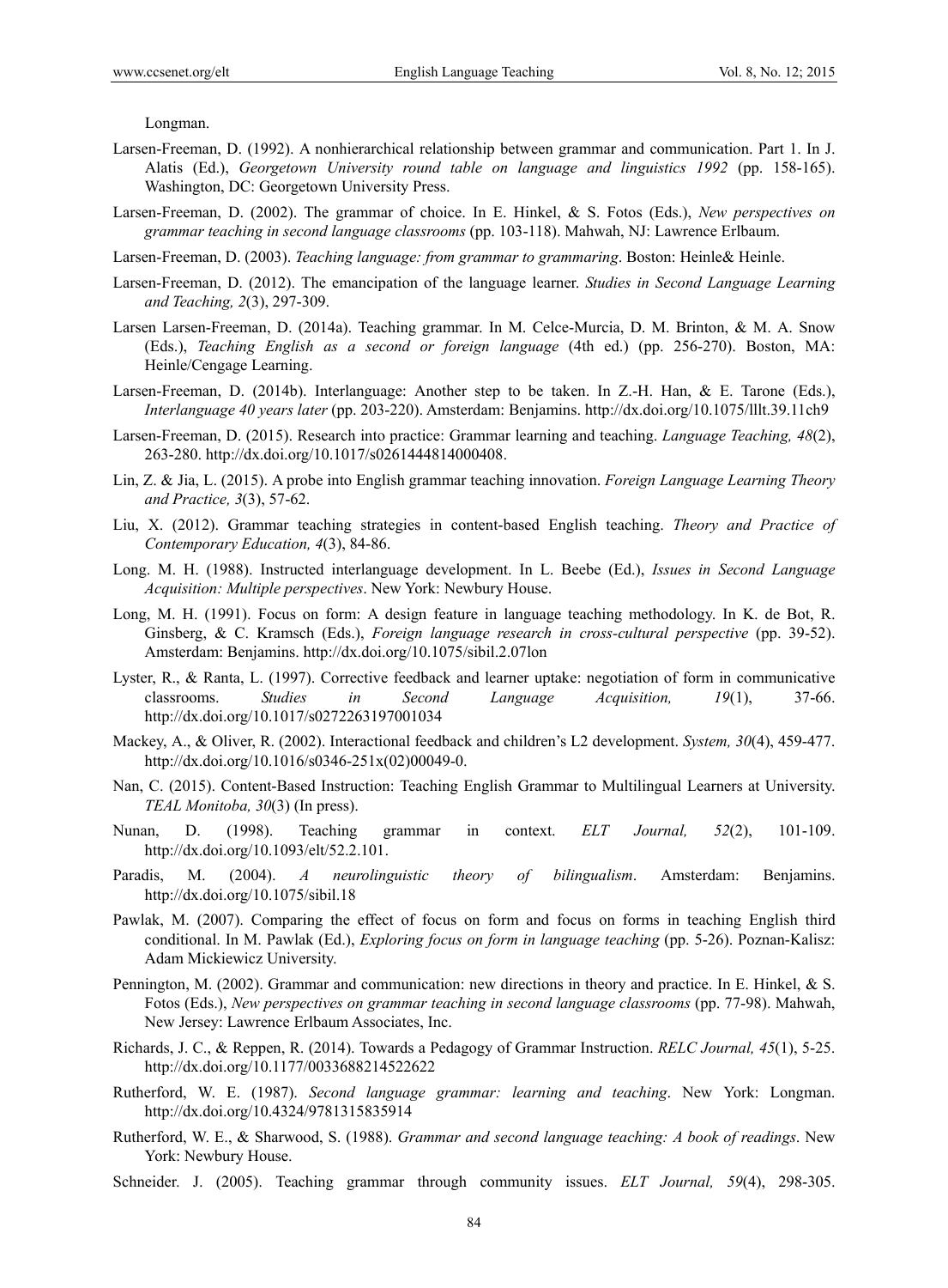Longman.

Larsen-Freeman, D. (1992). A nonhierarchical relationship between grammar and communication. Part 1. In J. Alatis (Ed.), *Georgetown University round table on language and linguistics 1992* (pp. 158-165). Washington, DC: Georgetown University Press.

Larsen-Freeman, D. (2002). The grammar of choice. In E. Hinkel, & S. Fotos (Eds.), *New perspectives on grammar teaching in second language classrooms* (pp. 103-118). Mahwah, NJ: Lawrence Erlbaum.

Larsen-Freeman, D. (2003). *Teaching language: from grammar to grammaring*. Boston: Heinle& Heinle.

Larsen-Freeman, D. (2012). The emancipation of the language learner. *Studies in Second Language Learning and Teaching, 2*(3), 297-309.

Larsen Larsen-Freeman, D. (2014a). Teaching grammar. In M. Celce-Murcia, D. M. Brinton, & M. A. Snow (Eds.), *Teaching English as a second or foreign language* (4th ed.) (pp. 256-270). Boston, MA: Heinle/Cengage Learning.

Larsen-Freeman, D. (2014b). Interlanguage: Another step to be taken. In Z.-H. Han, & E. Tarone (Eds.), *Interlanguage 40 years later* (pp. 203-220). Amsterdam: Benjamins. http://dx.doi.org/10.1075/lllt.39.11ch9

Larsen-Freeman, D. (2015). Research into practice: Grammar learning and teaching. *Language Teaching, 48*(2), 263-280. http://dx.doi.org/10.1017/s0261444814000408.

Lin, Z. & Jia, L. (2015). A probe into English grammar teaching innovation. *Foreign Language Learning Theory and Practice, 3*(3), 57-62.

Liu, X. (2012). Grammar teaching strategies in content-based English teaching. *Theory and Practice of Contemporary Education, 4*(3), 84-86.

Long. M. H. (1988). Instructed interlanguage development. In L. Beebe (Ed.), *Issues in Second Language Acquisition: Multiple perspectives*. New York: Newbury House.

Long, M. H. (1991). Focus on form: A design feature in language teaching methodology. In K. de Bot, R. Ginsberg, & C. Kramsch (Eds.), *Foreign language research in cross-cultural perspective* (pp. 39-52). Amsterdam: Benjamins. http://dx.doi.org/10.1075/sibil.2.07lon

Lyster, R., & Ranta, L. (1997). Corrective feedback and learner uptake: negotiation of form in communicative classrooms. *Studies in Second Language Acquisition, 19*(1), 37-66. http://dx.doi.org/10.1017/s0272263197001034

Mackey, A., & Oliver, R. (2002). Interactional feedback and children's L2 development. *System, 30*(4), 459-477. http://dx.doi.org/10.1016/s0346-251x(02)00049-0.

Nan, C. (2015). Content-Based Instruction: Teaching English Grammar to Multilingual Learners at University. *TEAL Monitoba, 30*(3) (In press).

Nunan, D. (1998). Teaching grammar in context. *ELT Journal, 52*(2), 101-109. http://dx.doi.org/10.1093/elt/52.2.101.

Paradis, M. (2004). *A neurolinguistic theory of bilingualism*. Amsterdam: Benjamins. http://dx.doi.org/10.1075/sibil.18

Pawlak, M. (2007). Comparing the effect of focus on form and focus on forms in teaching English third conditional. In M. Pawlak (Ed.), *Exploring focus on form in language teaching* (pp. 5-26). Poznan-Kalisz: Adam Mickiewicz University.

Pennington, M. (2002). Grammar and communication: new directions in theory and practice. In E. Hinkel, & S. Fotos (Eds.), *New perspectives on grammar teaching in second language classrooms* (pp. 77-98). Mahwah, New Jersey: Lawrence Erlbaum Associates, Inc.

Richards, J. C., & Reppen, R. (2014). Towards a Pedagogy of Grammar Instruction. *RELC Journal, 45*(1), 5-25. http://dx.doi.org/10.1177/0033688214522622

Rutherford, W. E. (1987). *Second language grammar: learning and teaching*. New York: Longman. http://dx.doi.org/10.4324/9781315835914

Rutherford, W. E., & Sharwood, S. (1988). *Grammar and second language teaching: A book of readings*. New York: Newbury House.

Schneider. J. (2005). Teaching grammar through community issues. *ELT Journal, 59*(4), 298-305.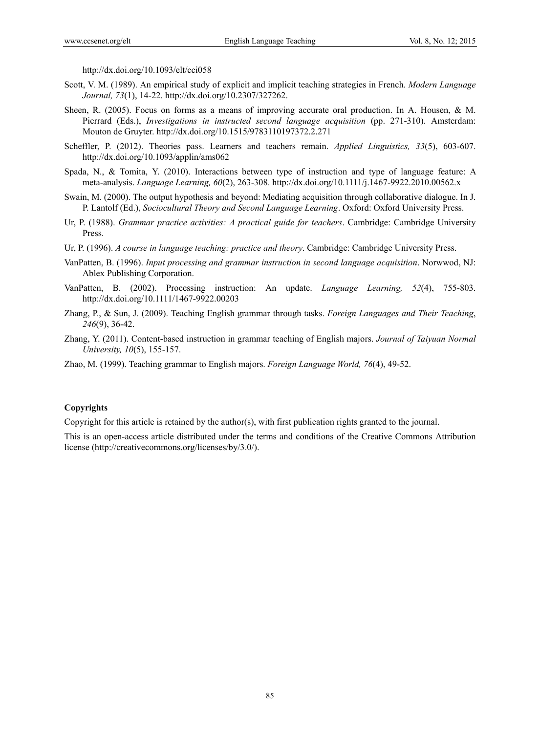http://dx.doi.org/10.1093/elt/cci058

Scott, V. M. (1989). An empirical study of explicit and implicit teaching strategies in French. *Modern Language Journal, 73*(1), 14-22. http://dx.doi.org/10.2307/327262.

Sheen, R. (2005). Focus on forms as a means of improving accurate oral production. In A. Housen, & M. Pierrard (Eds.), *Investigations in instructed second language acquisition* (pp. 271-310). Amsterdam: Mouton de Gruyter. http://dx.doi.org/10.1515/9783110197372.2.271

Scheffler, P. (2012). Theories pass. Learners and teachers remain. *Applied Linguistics, 33*(5), 603-607. http://dx.doi.org/10.1093/applin/ams062

Spada, N., & Tomita, Y. (2010). Interactions between type of instruction and type of language feature: A meta-analysis. *Language Learning, 60*(2), 263-308. http://dx.doi.org/10.1111/j.1467-9922.2010.00562.x

Swain, M. (2000). The output hypothesis and beyond: Mediating acquisition through collaborative dialogue. In J. P. Lantolf (Ed.), *Sociocultural Theory and Second Language Learning*. Oxford: Oxford University Press.

Ur, P. (1988). *Grammar practice activities: A practical guide for teachers*. Cambridge: Cambridge University Press.

Ur, P. (1996). *A course in language teaching: practice and theory*. Cambridge: Cambridge University Press.

VanPatten, B. (1996). *Input processing and grammar instruction in second language acquisition*. Norwwod, NJ: Ablex Publishing Corporation.

VanPatten, B. (2002). Processing instruction: An update. *Language Learning, 52*(4), 755-803. http://dx.doi.org/10.1111/1467-9922.00203

Zhang, P., & Sun, J. (2009). Teaching English grammar through tasks. *Foreign Languages and Their Teaching*, *246*(9), 36-42.

Zhang, Y. (2011). Content-based instruction in grammar teaching of English majors. *Journal of Taiyuan Normal University, 10*(5), 155-157.

Zhao, M. (1999). Teaching grammar to English majors. *Foreign Language World, 76*(4), 49-52.

**Copyrights**

Copyright for this article is retained by the author(s), with first publication rights granted to the journal.

This is an open-access article distributed under the terms and conditions of the Creative Commons Attribution license (http://creativecommons.org/licenses/by/3.0/).